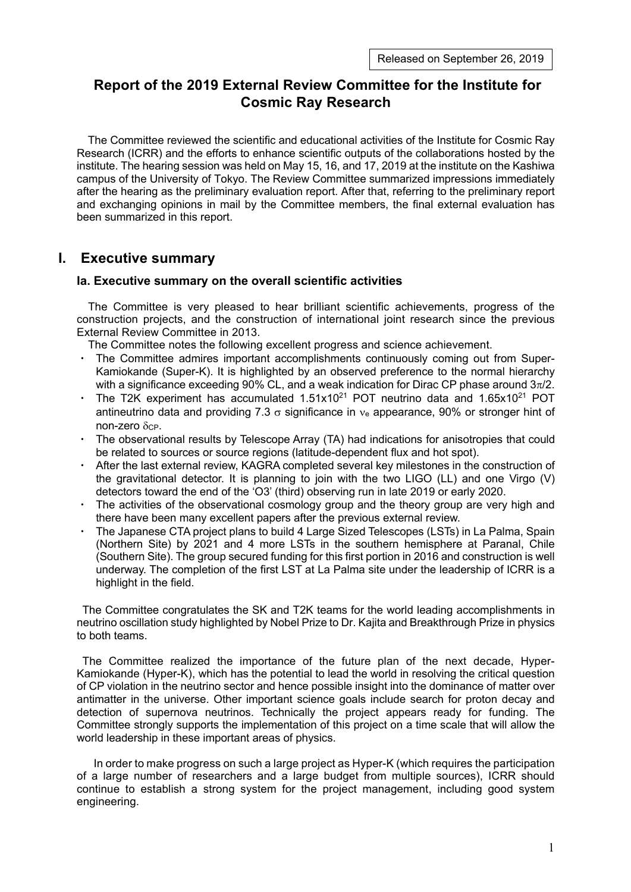Released on September 26, 2019

# Report of the 2019 External Review Committee for the Institute for Cosmic Ray Research

The Committee reviewed the scientific and educational activities of the Institute for Cosmic Ray Research (ICRR) and the efforts to enhance scientific outputs of the collaborations hosted by the institute. The hearing session was held on May 15, 16, and 17, 2019 at the institute on the Kashiwa campus of the University of Tokyo. The Review Committee summarized impressions immediately after the hearing as the preliminary evaluation report. After that, referring to the preliminary report and exchanging opinions in mail by the Committee members, the final external evaluation has been summarized in this report.

## I. Executive summary

### Ia. Executive summary on the overall scientific activities

The Committee is very pleased to hear brilliant scientific achievements, progress of the construction projects, and the construction of international joint research since the previous External Review Committee in 2013.

The Committee notes the following excellent progress and science achievement.

- The Committee admires important accomplishments continuously coming out from Super-Kamiokande (Super-K). It is highlighted by an observed preference to the normal hierarchy with a significance exceeding 90% CL, and a weak indication for Dirac CP phase around $3\pi/2$.
- The T2K experiment has accumulated $1.51 \times 10^{21}$ POT neutrino data and $1.65 \times 10^{21}$ POT antineutrino data and providing 7.3 $\sigma$ significance in $\nu_e$ appearance, 90% or stronger hint of non-zero $\delta_{CP}$.
- The observational results by Telescope Array (TA) had indications for anisotropies that could be related to sources or source regions (latitude-dependent flux and hot spot).
- After the last external review, KAGRA completed several key milestones in the construction of the gravitational detector. It is planning to join with the two LIGO (LL) and one Virgo (V) detectors toward the end of the 'O3' (third) observing run in late 2019 or early 2020.
- The activities of the observational cosmology group and the theory group are very high and there have been many excellent papers after the previous external review.
- The Japanese CTA project plans to build 4 Large Sized Telescopes (LSTs) in La Palma, Spain (Northern Site) by 2021 and 4 more LSTs in the southern hemisphere at Paranal, Chile (Southern Site). The group secured funding for this first portion in 2016 and construction is well underway. The completion of the first LST at La Palma site under the leadership of ICRR is a highlight in the field.

The Committee congratulates the SK and T2K teams for the world leading accomplishments in neutrino oscillation study highlighted by Nobel Prize to Dr. Kajita and Breakthrough Prize in physics to both teams.

The Committee realized the importance of the future plan of the next decade, Hyper-Kamiokande (Hyper-K), which has the potential to lead the world in resolving the critical question of CP violation in the neutrino sector and hence possible insight into the dominance of matter over antimatter in the universe. Other important science goals include search for proton decay and detection of supernova neutrinos. Technically the project appears ready for funding. The Committee strongly supports the implementation of this project on a time scale that will allow the world leadership in these important areas of physics.

In order to make progress on such a large project as Hyper-K (which requires the participation of a large number of researchers and a large budget from multiple sources), ICRR should continue to establish a strong system for the project management, including good system engineering.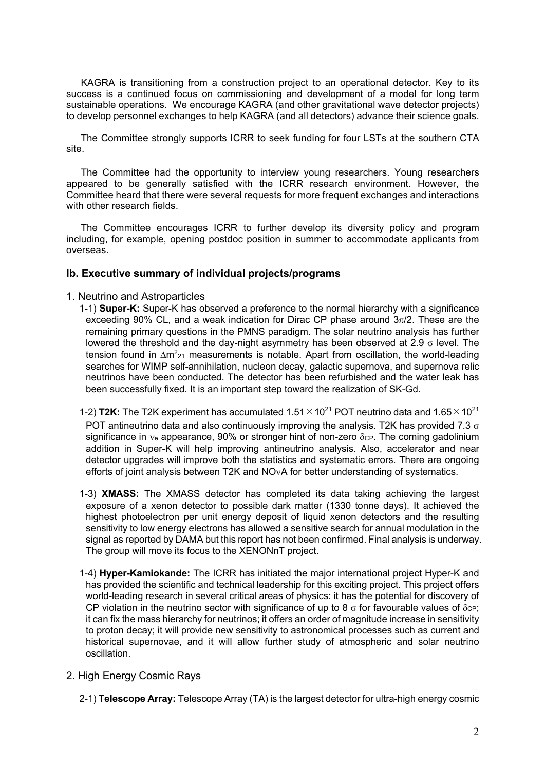KAGRA is transitioning from a construction project to an operational detector. Key to its success is a continued focus on commissioning and development of a model for long term sustainable operations. We encourage KAGRA (and other gravitational wave detector projects) to develop personnel exchanges to help KAGRA (and all detectors) advance their science goals.

The Committee strongly supports ICRR to seek funding for four LSTs at the southern CTA site.

The Committee had the opportunity to interview young researchers. Young researchers appeared to be generally satisfied with the ICRR research environment. However, the Committee heard that there were several requests for more frequent exchanges and interactions with other research fields.

The Committee encourages ICRR to further develop its diversity policy and program including, for example, opening postdoc position in summer to accommodate applicants from overseas.

### Ib. Executive summary of individual projects/programs

1. Neutrino and Astroparticles

   1-1) **Super-K:** Super-K has observed a preference to the normal hierarchy with a significance exceeding 90% CL, and a weak indication for Dirac CP phase around $3\pi/2$. These are the remaining primary questions in the PMNS paradigm. The solar neutrino analysis has further lowered the threshold and the day-night asymmetry has been observed at 2.9 $\sigma$ level. The tension found in $\Delta m^2_{21}$ measurements is notable. Apart from oscillation, the world-leading searches for WIMP self-annihilation, nucleon decay, galactic supernova, and supernova relic neutrinos have been conducted. The detector has been refurbished and the water leak has been successfully fixed. It is an important step toward the realization of SK-Gd.

   1-2) **T2K:** The T2K experiment has accumulated $1.51\times10^{21}$ POT neutrino data and $1.65\times10^{21}$ POT antineutrino data and also continuously improving the analysis. T2K has provided 7.3 $\sigma$ significance in $\nu_e$ appearance, 90% or stronger hint of non-zero $\delta_{CP}$. The coming gadolinium addition in Super-K will help improving antineutrino analysis. Also, accelerator and near detector upgrades will improve both the statistics and systematic errors. There are ongoing efforts of joint analysis between T2K and NO$\nu$A for better understanding of systematics.

   1-3) **XMASS:** The XMASS detector has completed its data taking achieving the largest exposure of a xenon detector to possible dark matter (1330 tonne days). It achieved the highest photoelectron per unit energy deposit of liquid xenon detectors and the resulting sensitivity to low energy electrons has allowed a sensitive search for annual modulation in the signal as reported by DAMA but this report has not been confirmed. Final analysis is underway. The group will move its focus to the XENONnT project.

   1-4) **Hyper-Kamiokande:** The ICRR has initiated the major international project Hyper-K and has provided the scientific and technical leadership for this exciting project. This project offers world-leading research in several critical areas of physics: it has the potential for discovery of CP violation in the neutrino sector with significance of up to 8 $\sigma$ for favourable values of $\delta_{CP}$; it can fix the mass hierarchy for neutrinos; it offers an order of magnitude increase in sensitivity to proton decay; it will provide new sensitivity to astronomical processes such as current and historical supernovae, and it will allow further study of atmospheric and solar neutrino oscillation.

2. High Energy Cosmic Rays

   2-1) **Telescope Array:** Telescope Array (TA) is the largest detector for ultra-high energy cosmic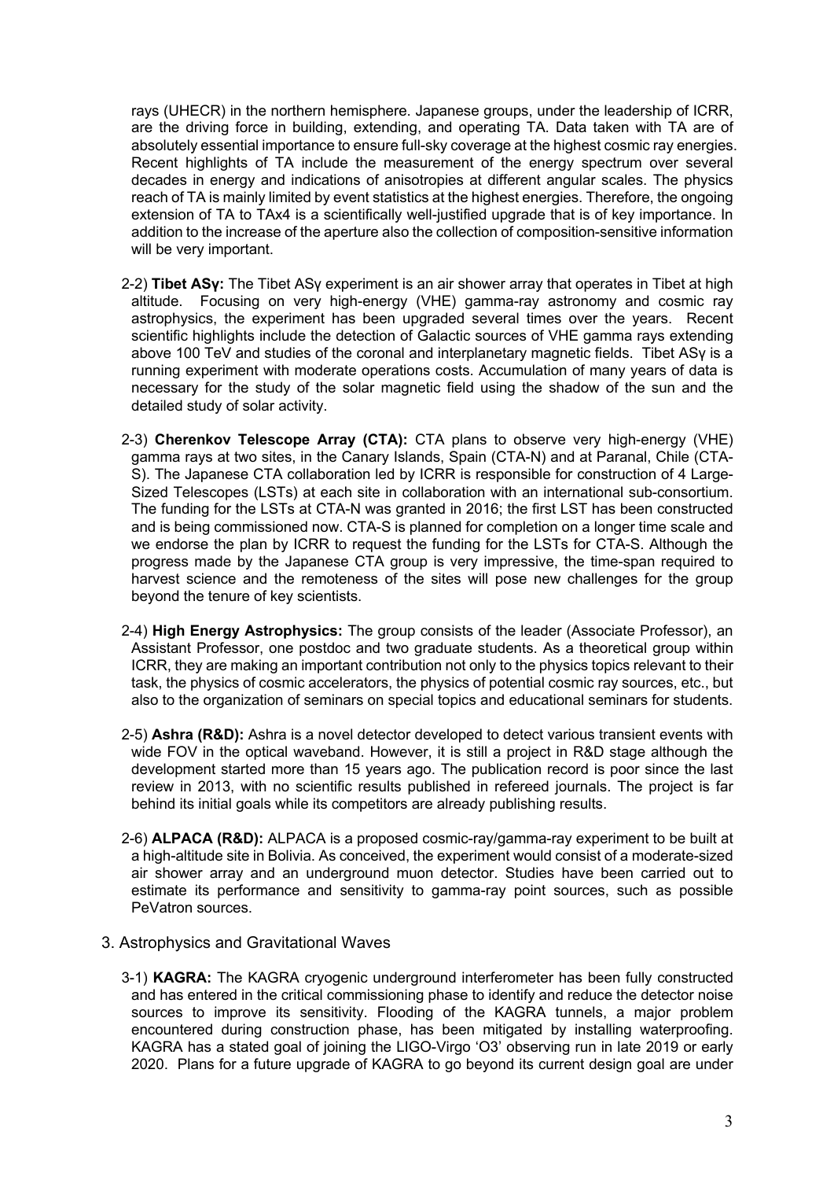rays (UHECR) in the northern hemisphere. Japanese groups, under the leadership of ICRR, are the driving force in building, extending, and operating TA. Data taken with TA are of absolutely essential importance to ensure full-sky coverage at the highest cosmic ray energies. Recent highlights of TA include the measurement of the energy spectrum over several decades in energy and indications of anisotropies at different angular scales. The physics reach of TA is mainly limited by event statistics at the highest energies. Therefore, the ongoing extension of TA to TAx4 is a scientifically well-justified upgrade that is of key importance. In addition to the increase of the aperture also the collection of composition-sensitive information will be very important.

2-2) **Tibet ASγ:** The Tibet ASγ experiment is an air shower array that operates in Tibet at high altitude. Focusing on very high-energy (VHE) gamma-ray astronomy and cosmic ray astrophysics, the experiment has been upgraded several times over the years. Recent scientific highlights include the detection of Galactic sources of VHE gamma rays extending above 100 TeV and studies of the coronal and interplanetary magnetic fields. Tibet ASγ is a running experiment with moderate operations costs. Accumulation of many years of data is necessary for the study of the solar magnetic field using the shadow of the sun and the detailed study of solar activity.

2-3) **Cherenkov Telescope Array (CTA):** CTA plans to observe very high-energy (VHE) gamma rays at two sites, in the Canary Islands, Spain (CTA-N) and at Paranal, Chile (CTA-S). The Japanese CTA collaboration led by ICRR is responsible for construction of 4 Large-Sized Telescopes (LSTs) at each site in collaboration with an international sub-consortium. The funding for the LSTs at CTA-N was granted in 2016; the first LST has been constructed and is being commissioned now. CTA-S is planned for completion on a longer time scale and we endorse the plan by ICRR to request the funding for the LSTs for CTA-S. Although the progress made by the Japanese CTA group is very impressive, the time-span required to harvest science and the remoteness of the sites will pose new challenges for the group beyond the tenure of key scientists.

2-4) **High Energy Astrophysics:** The group consists of the leader (Associate Professor), an Assistant Professor, one postdoc and two graduate students. As a theoretical group within ICRR, they are making an important contribution not only to the physics topics relevant to their task, the physics of cosmic accelerators, the physics of potential cosmic ray sources, etc., but also to the organization of seminars on special topics and educational seminars for students.

2-5) **Ashra (R&D):** Ashra is a novel detector developed to detect various transient events with wide FOV in the optical waveband. However, it is still a project in R&D stage although the development started more than 15 years ago. The publication record is poor since the last review in 2013, with no scientific results published in refereed journals. The project is far behind its initial goals while its competitors are already publishing results.

2-6) **ALPACA (R&D):** ALPACA is a proposed cosmic-ray/gamma-ray experiment to be built at a high-altitude site in Bolivia. As conceived, the experiment would consist of a moderate-sized air shower array and an underground muon detector. Studies have been carried out to estimate its performance and sensitivity to gamma-ray point sources, such as possible PeVatron sources.

3. Astrophysics and Gravitational Waves

3-1) **KAGRA:** The KAGRA cryogenic underground interferometer has been fully constructed and has entered in the critical commissioning phase to identify and reduce the detector noise sources to improve its sensitivity. Flooding of the KAGRA tunnels, a major problem encountered during construction phase, has been mitigated by installing waterproofing. KAGRA has a stated goal of joining the LIGO-Virgo 'O3' observing run in late 2019 or early 2020. Plans for a future upgrade of KAGRA to go beyond its current design goal are under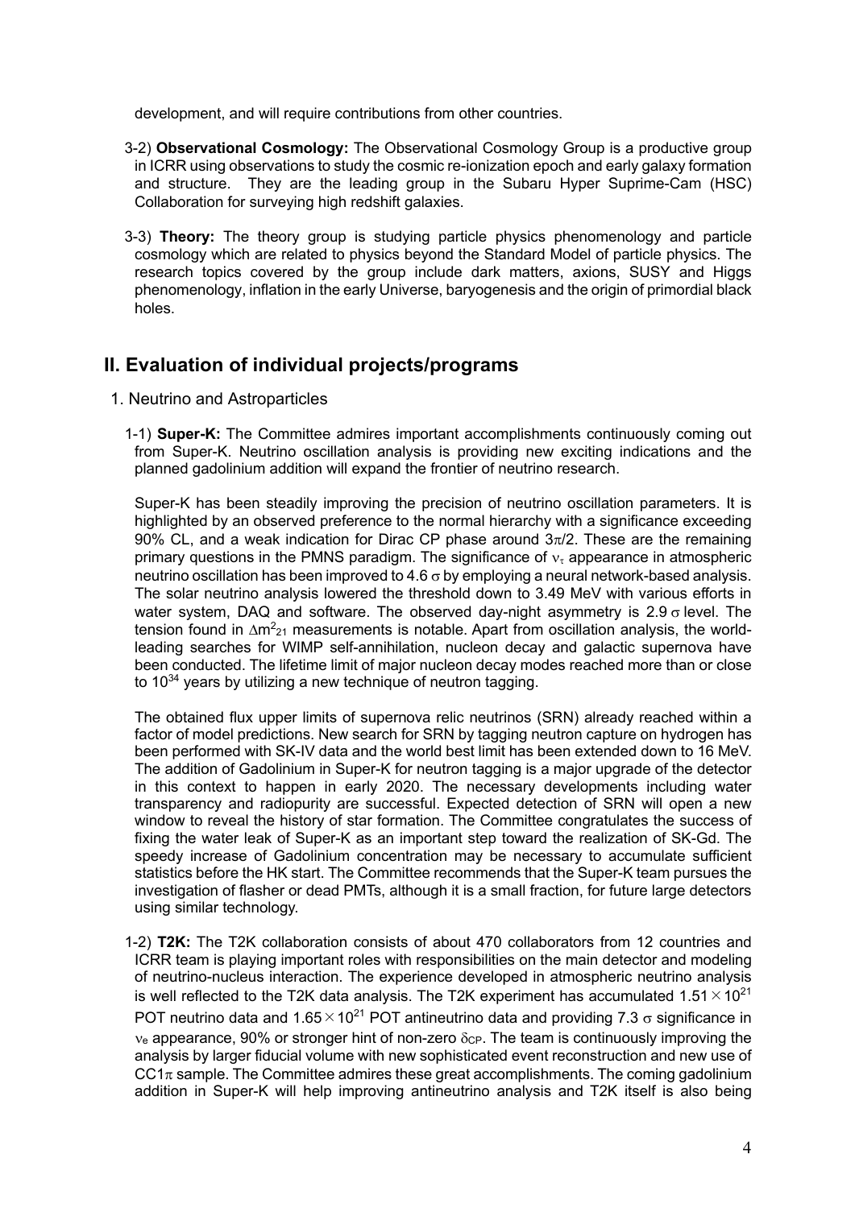development, and will require contributions from other countries.

3-2) **Observational Cosmology:** The Observational Cosmology Group is a productive group in ICRR using observations to study the cosmic re-ionization epoch and early galaxy formation and structure. They are the leading group in the Subaru Hyper Suprime-Cam (HSC) Collaboration for surveying high redshift galaxies.

3-3) **Theory:** The theory group is studying particle physics phenomenology and particle cosmology which are related to physics beyond the Standard Model of particle physics. The research topics covered by the group include dark matters, axions, SUSY and Higgs phenomenology, inflation in the early Universe, baryogenesis and the origin of primordial black holes.

## II. Evaluation of individual projects/programs

1. Neutrino and Astroparticles

1-1) **Super-K:** The Committee admires important accomplishments continuously coming out from Super-K. Neutrino oscillation analysis is providing new exciting indications and the planned gadolinium addition will expand the frontier of neutrino research.

Super-K has been steadily improving the precision of neutrino oscillation parameters. It is highlighted by an observed preference to the normal hierarchy with a significance exceeding 90% CL, and a weak indication for Dirac CP phase around $3\pi/2$. These are the remaining primary questions in the PMNS paradigm. The significance of $\nu_\tau$ appearance in atmospheric neutrino oscillation has been improved to 4.6 $\sigma$ by employing a neural network-based analysis. The solar neutrino analysis lowered the threshold down to 3.49 MeV with various efforts in water system, DAQ and software. The observed day-night asymmetry is 2.9 $\sigma$ level. The tension found in $\Delta m^2_{21}$ measurements is notable. Apart from oscillation analysis, the world-leading searches for WIMP self-annihilation, nucleon decay and galactic supernova have been conducted. The lifetime limit of major nucleon decay modes reached more than or close to $10^{34}$ years by utilizing a new technique of neutron tagging.

The obtained flux upper limits of supernova relic neutrinos (SRN) already reached within a factor of model predictions. New search for SRN by tagging neutron capture on hydrogen has been performed with SK-IV data and the world best limit has been extended down to 16 MeV. The addition of Gadolinium in Super-K for neutron tagging is a major upgrade of the detector in this context to happen in early 2020. The necessary developments including water transparency and radiopurity are successful. Expected detection of SRN will open a new window to reveal the history of star formation. The Committee congratulates the success of fixing the water leak of Super-K as an important step toward the realization of SK-Gd. The speedy increase of Gadolinium concentration may be necessary to accumulate sufficient statistics before the HK start. The Committee recommends that the Super-K team pursues the investigation of flasher or dead PMTs, although it is a small fraction, for future large detectors using similar technology.

1-2) **T2K:** The T2K collaboration consists of about 470 collaborators from 12 countries and ICRR team is playing important roles with responsibilities on the main detector and modeling of neutrino-nucleus interaction. The experience developed in atmospheric neutrino analysis is well reflected to the T2K data analysis. The T2K experiment has accumulated $1.51 \times 10^{21}$ POT neutrino data and $1.65 \times 10^{21}$ POT antineutrino data and providing 7.3 $\sigma$ significance in $\nu_e$ appearance, 90% or stronger hint of non-zero $\delta_{CP}$. The team is continuously improving the analysis by larger fiducial volume with new sophisticated event reconstruction and new use of $CC1\pi$ sample. The Committee admires these great accomplishments. The coming gadolinium addition in Super-K will help improving antineutrino analysis and T2K itself is also being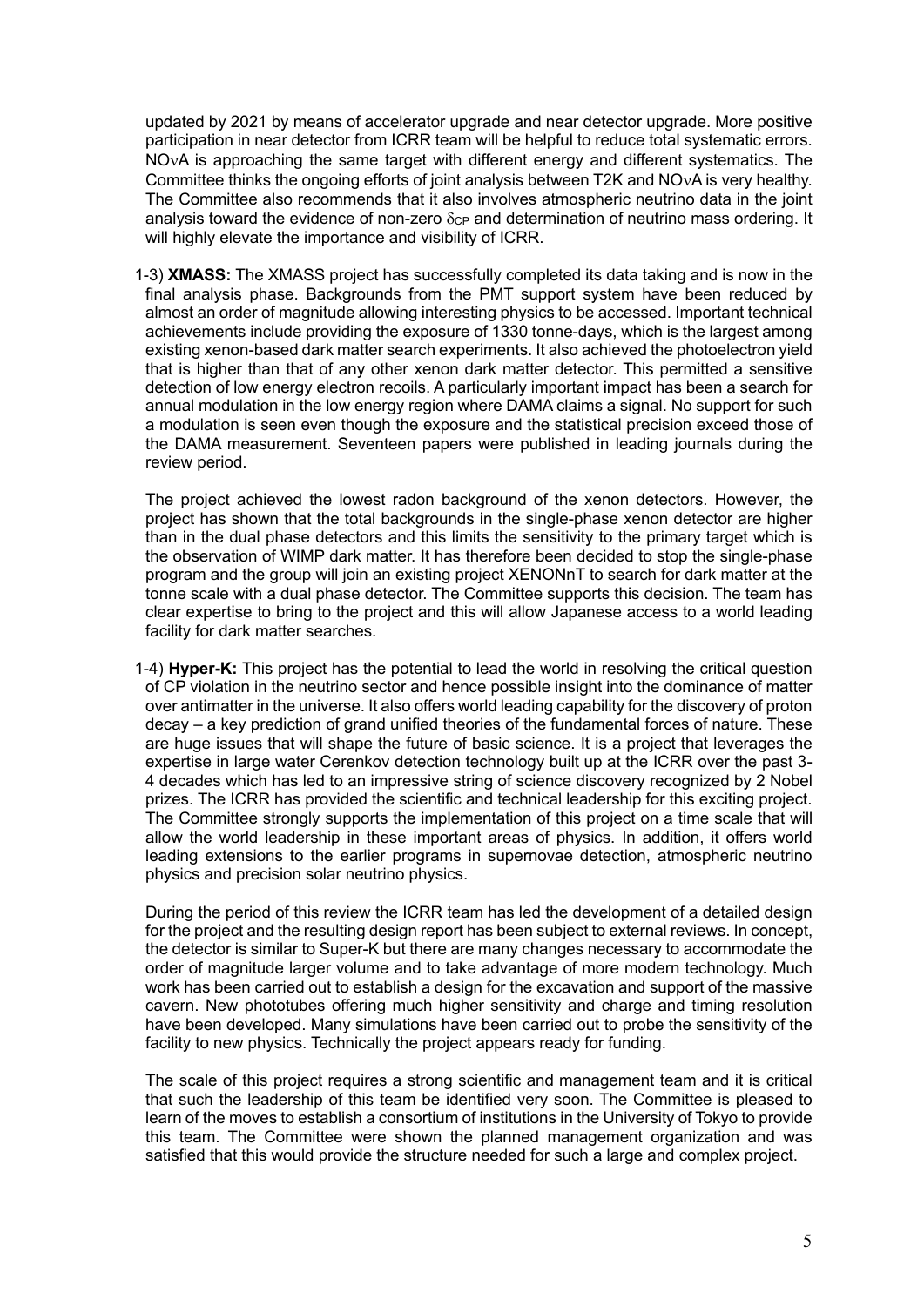updated by 2021 by means of accelerator upgrade and near detector upgrade. More positive participation in near detector from ICRR team will be helpful to reduce total systematic errors. NO$\nu$A is approaching the same target with different energy and different systematics. The Committee thinks the ongoing efforts of joint analysis between T2K and NO$\nu$A is very healthy. The Committee also recommends that it also involves atmospheric neutrino data in the joint analysis toward the evidence of non-zero $\delta_{CP}$ and determination of neutrino mass ordering. It will highly elevate the importance and visibility of ICRR.

1-3) **XMASS:** The XMASS project has successfully completed its data taking and is now in the final analysis phase. Backgrounds from the PMT support system have been reduced by almost an order of magnitude allowing interesting physics to be accessed. Important technical achievements include providing the exposure of 1330 tonne-days, which is the largest among existing xenon-based dark matter search experiments. It also achieved the photoelectron yield that is higher than that of any other xenon dark matter detector. This permitted a sensitive detection of low energy electron recoils. A particularly important impact has been a search for annual modulation in the low energy region where DAMA claims a signal. No support for such a modulation is seen even though the exposure and the statistical precision exceed those of the DAMA measurement. Seventeen papers were published in leading journals during the review period.

The project achieved the lowest radon background of the xenon detectors. However, the project has shown that the total backgrounds in the single-phase xenon detector are higher than in the dual phase detectors and this limits the sensitivity to the primary target which is the observation of WIMP dark matter. It has therefore been decided to stop the single-phase program and the group will join an existing project XENONnT to search for dark matter at the tonne scale with a dual phase detector. The Committee supports this decision. The team has clear expertise to bring to the project and this will allow Japanese access to a world leading facility for dark matter searches.

1-4) **Hyper-K:** This project has the potential to lead the world in resolving the critical question of CP violation in the neutrino sector and hence possible insight into the dominance of matter over antimatter in the universe. It also offers world leading capability for the discovery of proton decay – a key prediction of grand unified theories of the fundamental forces of nature. These are huge issues that will shape the future of basic science. It is a project that leverages the expertise in large water Cerenkov detection technology built up at the ICRR over the past 3-4 decades which has led to an impressive string of science discovery recognized by 2 Nobel prizes. The ICRR has provided the scientific and technical leadership for this exciting project. The Committee strongly supports the implementation of this project on a time scale that will allow the world leadership in these important areas of physics. In addition, it offers world leading extensions to the earlier programs in supernovae detection, atmospheric neutrino physics and precision solar neutrino physics.

During the period of this review the ICRR team has led the development of a detailed design for the project and the resulting design report has been subject to external reviews. In concept, the detector is similar to Super-K but there are many changes necessary to accommodate the order of magnitude larger volume and to take advantage of more modern technology. Much work has been carried out to establish a design for the excavation and support of the massive cavern. New phototubes offering much higher sensitivity and charge and timing resolution have been developed. Many simulations have been carried out to probe the sensitivity of the facility to new physics. Technically the project appears ready for funding.

The scale of this project requires a strong scientific and management team and it is critical that such the leadership of this team be identified very soon. The Committee is pleased to learn of the moves to establish a consortium of institutions in the University of Tokyo to provide this team. The Committee were shown the planned management organization and was satisfied that this would provide the structure needed for such a large and complex project.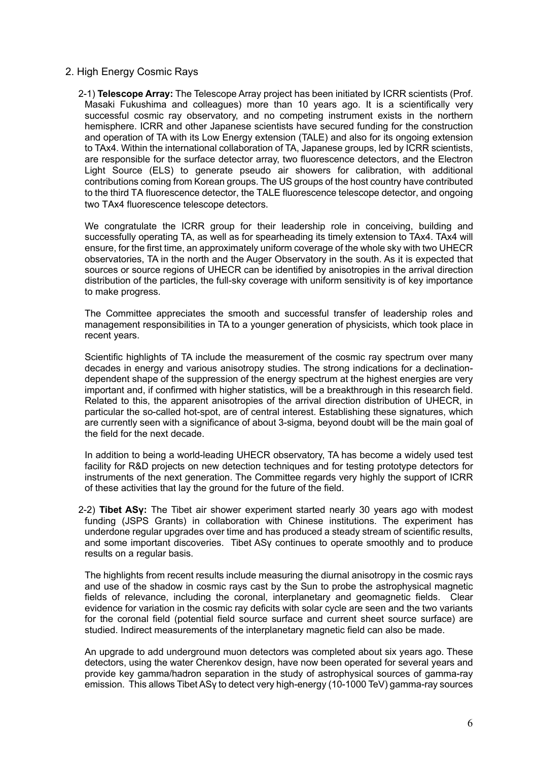## 2. High Energy Cosmic Rays

2-1) **Telescope Array:** The Telescope Array project has been initiated by ICRR scientists (Prof. Masaki Fukushima and colleagues) more than 10 years ago. It is a scientifically very successful cosmic ray observatory, and no competing instrument exists in the northern hemisphere. ICRR and other Japanese scientists have secured funding for the construction and operation of TA with its Low Energy extension (TALE) and also for its ongoing extension to TAx4. Within the international collaboration of TA, Japanese groups, led by ICRR scientists, are responsible for the surface detector array, two fluorescence detectors, and the Electron Light Source (ELS) to generate pseudo air showers for calibration, with additional contributions coming from Korean groups. The US groups of the host country have contributed to the third TA fluorescence detector, the TALE fluorescence telescope detector, and ongoing two TAx4 fluorescence telescope detectors.

We congratulate the ICRR group for their leadership role in conceiving, building and successfully operating TA, as well as for spearheading its timely extension to TAx4. TAx4 will ensure, for the first time, an approximately uniform coverage of the whole sky with two UHECR observatories, TA in the north and the Auger Observatory in the south. As it is expected that sources or source regions of UHECR can be identified by anisotropies in the arrival direction distribution of the particles, the full-sky coverage with uniform sensitivity is of key importance to make progress.

The Committee appreciates the smooth and successful transfer of leadership roles and management responsibilities in TA to a younger generation of physicists, which took place in recent years.

Scientific highlights of TA include the measurement of the cosmic ray spectrum over many decades in energy and various anisotropy studies. The strong indications for a declination-dependent shape of the suppression of the energy spectrum at the highest energies are very important and, if confirmed with higher statistics, will be a breakthrough in this research field. Related to this, the apparent anisotropies of the arrival direction distribution of UHECR, in particular the so-called hot-spot, are of central interest. Establishing these signatures, which are currently seen with a significance of about 3-sigma, beyond doubt will be the main goal of the field for the next decade.

In addition to being a world-leading UHECR observatory, TA has become a widely used test facility for R&D projects on new detection techniques and for testing prototype detectors for instruments of the next generation. The Committee regards very highly the support of ICRR of these activities that lay the ground for the future of the field.

2-2) **Tibet ASγ:** The Tibet air shower experiment started nearly 30 years ago with modest funding (JSPS Grants) in collaboration with Chinese institutions. The experiment has underdone regular upgrades over time and has produced a steady stream of scientific results, and some important discoveries. Tibet ASγ continues to operate smoothly and to produce results on a regular basis.

The highlights from recent results include measuring the diurnal anisotropy in the cosmic rays and use of the shadow in cosmic rays cast by the Sun to probe the astrophysical magnetic fields of relevance, including the coronal, interplanetary and geomagnetic fields. Clear evidence for variation in the cosmic ray deficits with solar cycle are seen and the two variants for the coronal field (potential field source surface and current sheet source surface) are studied. Indirect measurements of the interplanetary magnetic field can also be made.

An upgrade to add underground muon detectors was completed about six years ago. These detectors, using the water Cherenkov design, have now been operated for several years and provide key gamma/hadron separation in the study of astrophysical sources of gamma-ray emission. This allows Tibet ASγ to detect very high-energy (10-1000 TeV) gamma-ray sources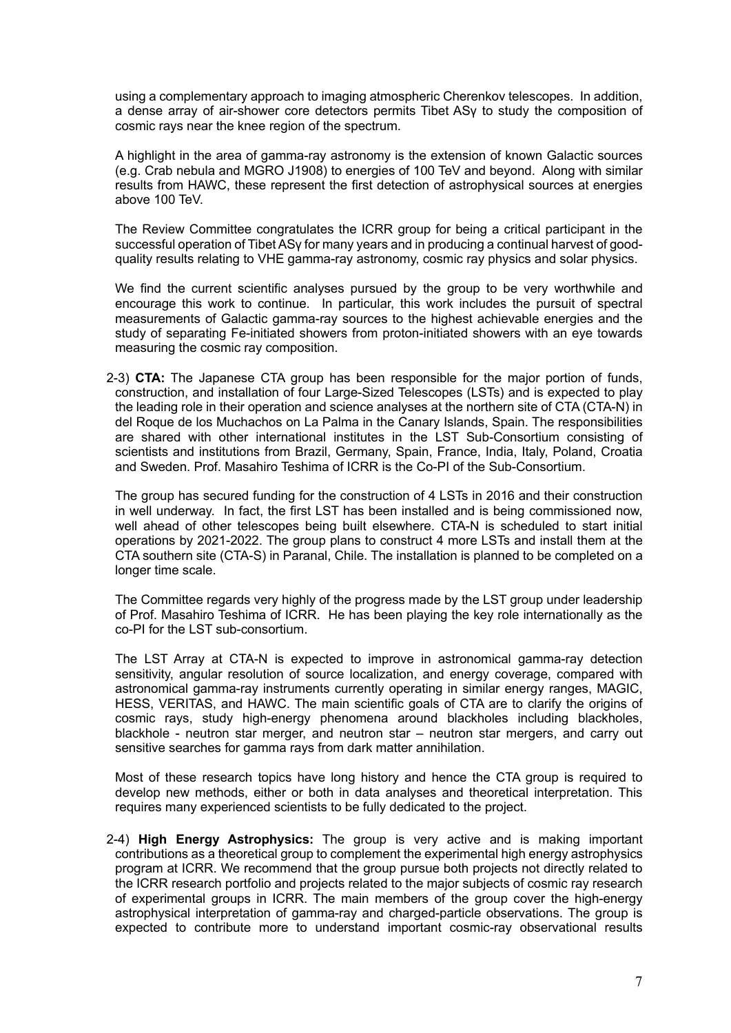using a complementary approach to imaging atmospheric Cherenkov telescopes. In addition, a dense array of air-shower core detectors permits Tibet ASγ to study the composition of cosmic rays near the knee region of the spectrum.

A highlight in the area of gamma-ray astronomy is the extension of known Galactic sources (e.g. Crab nebula and MGRO J1908) to energies of 100 TeV and beyond. Along with similar results from HAWC, these represent the first detection of astrophysical sources at energies above 100 TeV.

The Review Committee congratulates the ICRR group for being a critical participant in the successful operation of Tibet ASγ for many years and in producing a continual harvest of good-quality results relating to VHE gamma-ray astronomy, cosmic ray physics and solar physics.

We find the current scientific analyses pursued by the group to be very worthwhile and encourage this work to continue. In particular, this work includes the pursuit of spectral measurements of Galactic gamma-ray sources to the highest achievable energies and the study of separating Fe-initiated showers from proton-initiated showers with an eye towards measuring the cosmic ray composition.

2-3) **CTA:** The Japanese CTA group has been responsible for the major portion of funds, construction, and installation of four Large-Sized Telescopes (LSTs) and is expected to play the leading role in their operation and science analyses at the northern site of CTA (CTA-N) in del Roque de los Muchachos on La Palma in the Canary Islands, Spain. The responsibilities are shared with other international institutes in the LST Sub-Consortium consisting of scientists and institutions from Brazil, Germany, Spain, France, India, Italy, Poland, Croatia and Sweden. Prof. Masahiro Teshima of ICRR is the Co-PI of the Sub-Consortium.

The group has secured funding for the construction of 4 LSTs in 2016 and their construction in well underway. In fact, the first LST has been installed and is being commissioned now, well ahead of other telescopes being built elsewhere. CTA-N is scheduled to start initial operations by 2021-2022. The group plans to construct 4 more LSTs and install them at the CTA southern site (CTA-S) in Paranal, Chile. The installation is planned to be completed on a longer time scale.

The Committee regards very highly of the progress made by the LST group under leadership of Prof. Masahiro Teshima of ICRR. He has been playing the key role internationally as the co-PI for the LST sub-consortium.

The LST Array at CTA-N is expected to improve in astronomical gamma-ray detection sensitivity, angular resolution of source localization, and energy coverage, compared with astronomical gamma-ray instruments currently operating in similar energy ranges, MAGIC, HESS, VERITAS, and HAWC. The main scientific goals of CTA are to clarify the origins of cosmic rays, study high-energy phenomena around blackholes including blackholes, blackhole - neutron star merger, and neutron star – neutron star mergers, and carry out sensitive searches for gamma rays from dark matter annihilation.

Most of these research topics have long history and hence the CTA group is required to develop new methods, either or both in data analyses and theoretical interpretation. This requires many experienced scientists to be fully dedicated to the project.

2-4) **High Energy Astrophysics:** The group is very active and is making important contributions as a theoretical group to complement the experimental high energy astrophysics program at ICRR. We recommend that the group pursue both projects not directly related to the ICRR research portfolio and projects related to the major subjects of cosmic ray research of experimental groups in ICRR. The main members of the group cover the high-energy astrophysical interpretation of gamma-ray and charged-particle observations. The group is expected to contribute more to understand important cosmic-ray observational results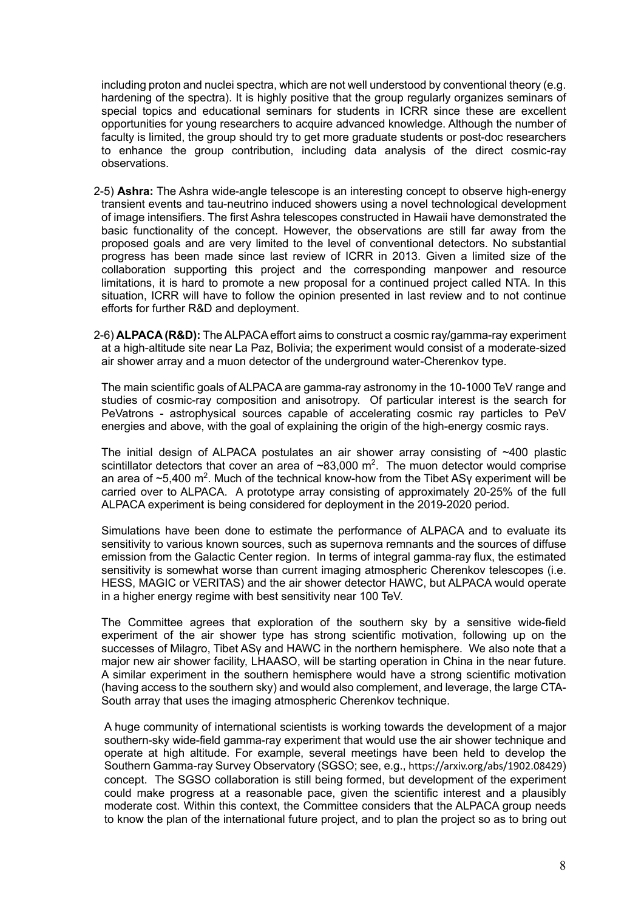including proton and nuclei spectra, which are not well understood by conventional theory (e.g. hardening of the spectra). It is highly positive that the group regularly organizes seminars of special topics and educational seminars for students in ICRR since these are excellent opportunities for young researchers to acquire advanced knowledge. Although the number of faculty is limited, the group should try to get more graduate students or post-doc researchers to enhance the group contribution, including data analysis of the direct cosmic-ray observations.

2-5) **Ashra:** The Ashra wide-angle telescope is an interesting concept to observe high-energy transient events and tau-neutrino induced showers using a novel technological development of image intensifiers. The first Ashra telescopes constructed in Hawaii have demonstrated the basic functionality of the concept. However, the observations are still far away from the proposed goals and are very limited to the level of conventional detectors. No substantial progress has been made since last review of ICRR in 2013. Given a limited size of the collaboration supporting this project and the corresponding manpower and resource limitations, it is hard to promote a new proposal for a continued project called NTA. In this situation, ICRR will have to follow the opinion presented in last review and to not continue efforts for further R&D and deployment.

2-6) **ALPACA (R&D):** The ALPACA effort aims to construct a cosmic ray/gamma-ray experiment at a high-altitude site near La Paz, Bolivia; the experiment would consist of a moderate-sized air shower array and a muon detector of the underground water-Cherenkov type.

The main scientific goals of ALPACA are gamma-ray astronomy in the 10-1000 TeV range and studies of cosmic-ray composition and anisotropy. Of particular interest is the search for PeVatrons - astrophysical sources capable of accelerating cosmic ray particles to PeV energies and above, with the goal of explaining the origin of the high-energy cosmic rays.

The initial design of ALPACA postulates an air shower array consisting of ~400 plastic scintillator detectors that cover an area of ~83,000 m$^2$. The muon detector would comprise an area of ~5,400 m$^2$. Much of the technical know-how from the Tibet ASγ experiment will be carried over to ALPACA. A prototype array consisting of approximately 20-25% of the full ALPACA experiment is being considered for deployment in the 2019-2020 period.

Simulations have been done to estimate the performance of ALPACA and to evaluate its sensitivity to various known sources, such as supernova remnants and the sources of diffuse emission from the Galactic Center region. In terms of integral gamma-ray flux, the estimated sensitivity is somewhat worse than current imaging atmospheric Cherenkov telescopes (i.e. HESS, MAGIC or VERITAS) and the air shower detector HAWC, but ALPACA would operate in a higher energy regime with best sensitivity near 100 TeV.

The Committee agrees that exploration of the southern sky by a sensitive wide-field experiment of the air shower type has strong scientific motivation, following up on the successes of Milagro, Tibet ASγ and HAWC in the northern hemisphere. We also note that a major new air shower facility, LHAASO, will be starting operation in China in the near future. A similar experiment in the southern hemisphere would have a strong scientific motivation (having access to the southern sky) and would also complement, and leverage, the large CTA-South array that uses the imaging atmospheric Cherenkov technique.

A huge community of international scientists is working towards the development of a major southern-sky wide-field gamma-ray experiment that would use the air shower technique and operate at high altitude. For example, several meetings have been held to develop the Southern Gamma-ray Survey Observatory (SGSO; see, e.g., https://arxiv.org/abs/1902.08429) concept. The SGSO collaboration is still being formed, but development of the experiment could make progress at a reasonable pace, given the scientific interest and a plausibly moderate cost. Within this context, the Committee considers that the ALPACA group needs to know the plan of the international future project, and to plan the project so as to bring out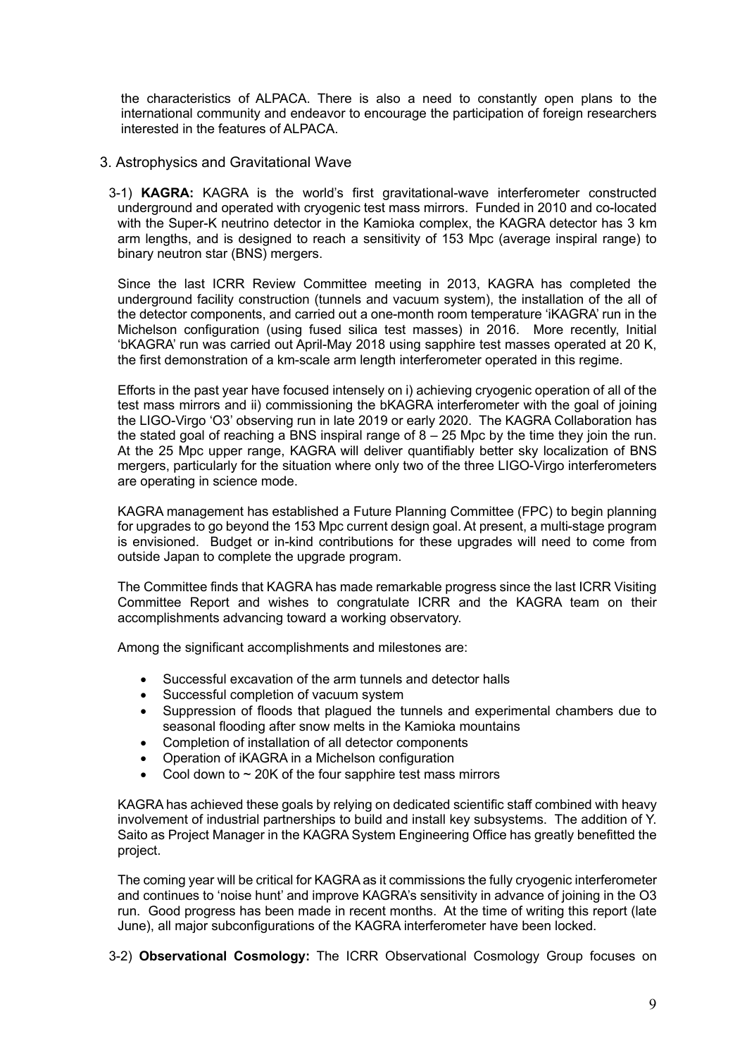the characteristics of ALPACA. There is also a need to constantly open plans to the international community and endeavor to encourage the participation of foreign researchers interested in the features of ALPACA.

## 3. Astrophysics and Gravitational Wave

3-1) **KAGRA:** KAGRA is the world's first gravitational-wave interferometer constructed underground and operated with cryogenic test mass mirrors. Funded in 2010 and co-located with the Super-K neutrino detector in the Kamioka complex, the KAGRA detector has 3 km arm lengths, and is designed to reach a sensitivity of 153 Mpc (average inspiral range) to binary neutron star (BNS) mergers.

Since the last ICRR Review Committee meeting in 2013, KAGRA has completed the underground facility construction (tunnels and vacuum system), the installation of the all of the detector components, and carried out a one-month room temperature 'iKAGRA' run in the Michelson configuration (using fused silica test masses) in 2016. More recently, Initial 'bKAGRA' run was carried out April-May 2018 using sapphire test masses operated at 20 K, the first demonstration of a km-scale arm length interferometer operated in this regime.

Efforts in the past year have focused intensely on i) achieving cryogenic operation of all of the test mass mirrors and ii) commissioning the bKAGRA interferometer with the goal of joining the LIGO-Virgo 'O3' observing run in late 2019 or early 2020. The KAGRA Collaboration has the stated goal of reaching a BNS inspiral range of 8 – 25 Mpc by the time they join the run. At the 25 Mpc upper range, KAGRA will deliver quantifiably better sky localization of BNS mergers, particularly for the situation where only two of the three LIGO-Virgo interferometers are operating in science mode.

KAGRA management has established a Future Planning Committee (FPC) to begin planning for upgrades to go beyond the 153 Mpc current design goal. At present, a multi-stage program is envisioned. Budget or in-kind contributions for these upgrades will need to come from outside Japan to complete the upgrade program.

The Committee finds that KAGRA has made remarkable progress since the last ICRR Visiting Committee Report and wishes to congratulate ICRR and the KAGRA team on their accomplishments advancing toward a working observatory.

Among the significant accomplishments and milestones are:

- Successful excavation of the arm tunnels and detector halls
- Successful completion of vacuum system
- Suppression of floods that plagued the tunnels and experimental chambers due to seasonal flooding after snow melts in the Kamioka mountains
- Completion of installation of all detector components
- Operation of iKAGRA in a Michelson configuration
- Cool down to ~ 20K of the four sapphire test mass mirrors

KAGRA has achieved these goals by relying on dedicated scientific staff combined with heavy involvement of industrial partnerships to build and install key subsystems. The addition of Y. Saito as Project Manager in the KAGRA System Engineering Office has greatly benefitted the project.

The coming year will be critical for KAGRA as it commissions the fully cryogenic interferometer and continues to 'noise hunt' and improve KAGRA's sensitivity in advance of joining in the O3 run. Good progress has been made in recent months. At the time of writing this report (late June), all major subconfigurations of the KAGRA interferometer have been locked.

3-2) **Observational Cosmology:** The ICRR Observational Cosmology Group focuses on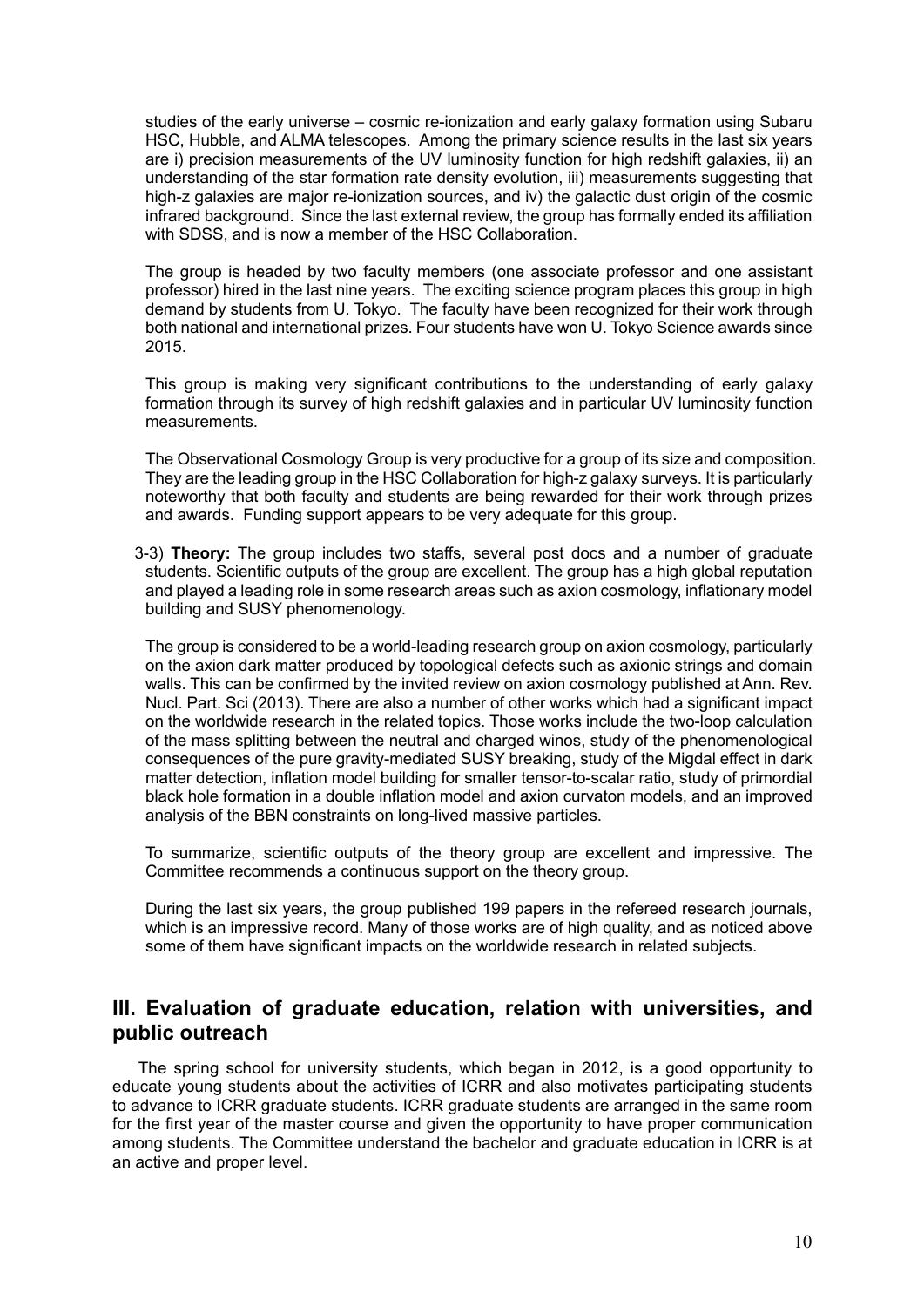studies of the early universe – cosmic re-ionization and early galaxy formation using Subaru HSC, Hubble, and ALMA telescopes. Among the primary science results in the last six years are i) precision measurements of the UV luminosity function for high redshift galaxies, ii) an understanding of the star formation rate density evolution, iii) measurements suggesting that high-z galaxies are major re-ionization sources, and iv) the galactic dust origin of the cosmic infrared background. Since the last external review, the group has formally ended its affiliation with SDSS, and is now a member of the HSC Collaboration.

The group is headed by two faculty members (one associate professor and one assistant professor) hired in the last nine years. The exciting science program places this group in high demand by students from U. Tokyo. The faculty have been recognized for their work through both national and international prizes. Four students have won U. Tokyo Science awards since 2015.

This group is making very significant contributions to the understanding of early galaxy formation through its survey of high redshift galaxies and in particular UV luminosity function measurements.

The Observational Cosmology Group is very productive for a group of its size and composition. They are the leading group in the HSC Collaboration for high-z galaxy surveys. It is particularly noteworthy that both faculty and students are being rewarded for their work through prizes and awards. Funding support appears to be very adequate for this group.

3-3) **Theory:** The group includes two staffs, several post docs and a number of graduate students. Scientific outputs of the group are excellent. The group has a high global reputation and played a leading role in some research areas such as axion cosmology, inflationary model building and SUSY phenomenology.

The group is considered to be a world-leading research group on axion cosmology, particularly on the axion dark matter produced by topological defects such as axionic strings and domain walls. This can be confirmed by the invited review on axion cosmology published at Ann. Rev. Nucl. Part. Sci (2013). There are also a number of other works which had a significant impact on the worldwide research in the related topics. Those works include the two-loop calculation of the mass splitting between the neutral and charged winos, study of the phenomenological consequences of the pure gravity-mediated SUSY breaking, study of the Migdal effect in dark matter detection, inflation model building for smaller tensor-to-scalar ratio, study of primordial black hole formation in a double inflation model and axion curvaton models, and an improved analysis of the BBN constraints on long-lived massive particles.

To summarize, scientific outputs of the theory group are excellent and impressive. The Committee recommends a continuous support on the theory group.

During the last six years, the group published 199 papers in the refereed research journals, which is an impressive record. Many of those works are of high quality, and as noticed above some of them have significant impacts on the worldwide research in related subjects.

## III. Evaluation of graduate education, relation with universities, and public outreach

The spring school for university students, which began in 2012, is a good opportunity to educate young students about the activities of ICRR and also motivates participating students to advance to ICRR graduate students. ICRR graduate students are arranged in the same room for the first year of the master course and given the opportunity to have proper communication among students. The Committee understand the bachelor and graduate education in ICRR is at an active and proper level.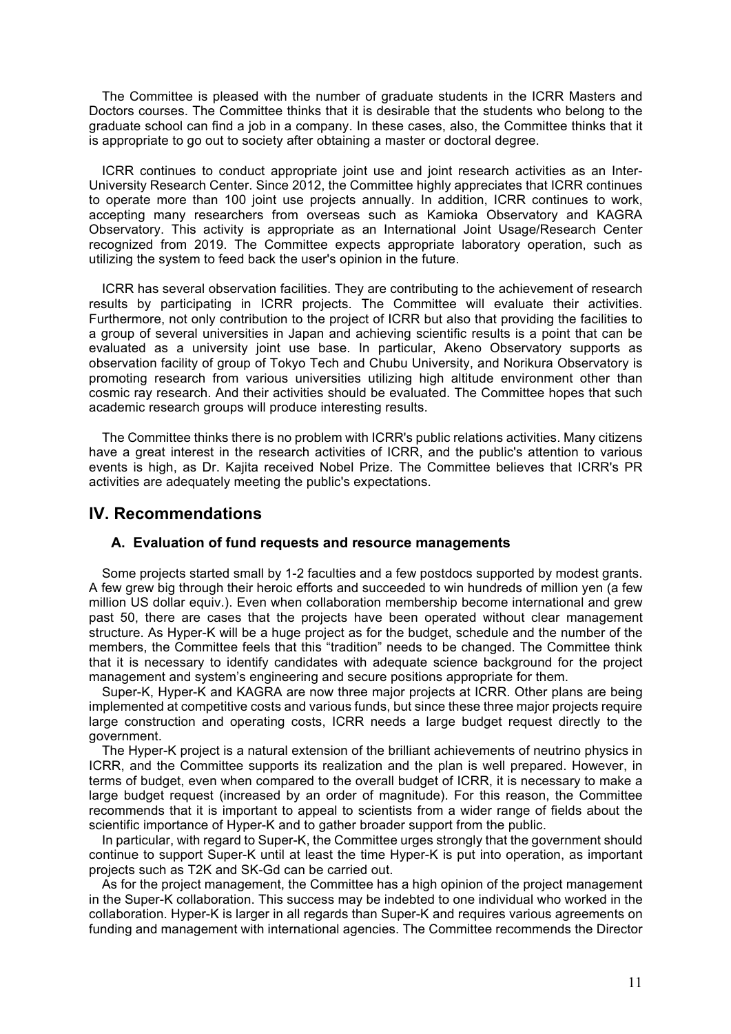The Committee is pleased with the number of graduate students in the ICRR Masters and Doctors courses. The Committee thinks that it is desirable that the students who belong to the graduate school can find a job in a company. In these cases, also, the Committee thinks that it is appropriate to go out to society after obtaining a master or doctoral degree.

ICRR continues to conduct appropriate joint use and joint research activities as an Inter-University Research Center. Since 2012, the Committee highly appreciates that ICRR continues to operate more than 100 joint use projects annually. In addition, ICRR continues to work, accepting many researchers from overseas such as Kamioka Observatory and KAGRA Observatory. This activity is appropriate as an International Joint Usage/Research Center recognized from 2019. The Committee expects appropriate laboratory operation, such as utilizing the system to feed back the user's opinion in the future.

ICRR has several observation facilities. They are contributing to the achievement of research results by participating in ICRR projects. The Committee will evaluate their activities. Furthermore, not only contribution to the project of ICRR but also that providing the facilities to a group of several universities in Japan and achieving scientific results is a point that can be evaluated as a university joint use base. In particular, Akeno Observatory supports as observation facility of group of Tokyo Tech and Chubu University, and Norikura Observatory is promoting research from various universities utilizing high altitude environment other than cosmic ray research. And their activities should be evaluated. The Committee hopes that such academic research groups will produce interesting results.

The Committee thinks there is no problem with ICRR's public relations activities. Many citizens have a great interest in the research activities of ICRR, and the public's attention to various events is high, as Dr. Kajita received Nobel Prize. The Committee believes that ICRR's PR activities are adequately meeting the public's expectations.

## IV. Recommendations

### A. Evaluation of fund requests and resource managements

Some projects started small by 1-2 faculties and a few postdocs supported by modest grants. A few grew big through their heroic efforts and succeeded to win hundreds of million yen (a few million US dollar equiv.). Even when collaboration membership become international and grew past 50, there are cases that the projects have been operated without clear management structure. As Hyper-K will be a huge project as for the budget, schedule and the number of the members, the Committee feels that this "tradition" needs to be changed. The Committee think that it is necessary to identify candidates with adequate science background for the project management and system's engineering and secure positions appropriate for them.

Super-K, Hyper-K and KAGRA are now three major projects at ICRR. Other plans are being implemented at competitive costs and various funds, but since these three major projects require large construction and operating costs, ICRR needs a large budget request directly to the government.

The Hyper-K project is a natural extension of the brilliant achievements of neutrino physics in ICRR, and the Committee supports its realization and the plan is well prepared. However, in terms of budget, even when compared to the overall budget of ICRR, it is necessary to make a large budget request (increased by an order of magnitude). For this reason, the Committee recommends that it is important to appeal to scientists from a wider range of fields about the scientific importance of Hyper-K and to gather broader support from the public.

In particular, with regard to Super-K, the Committee urges strongly that the government should continue to support Super-K until at least the time Hyper-K is put into operation, as important projects such as T2K and SK-Gd can be carried out.

As for the project management, the Committee has a high opinion of the project management in the Super-K collaboration. This success may be indebted to one individual who worked in the collaboration. Hyper-K is larger in all regards than Super-K and requires various agreements on funding and management with international agencies. The Committee recommends the Director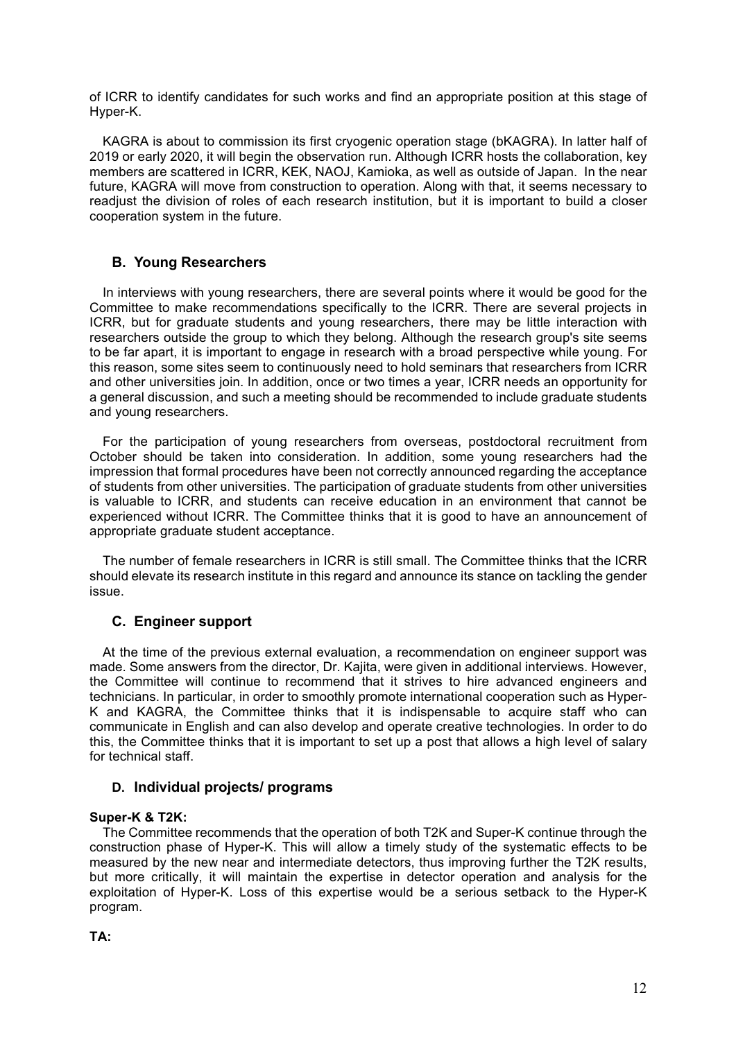of ICRR to identify candidates for such works and find an appropriate position at this stage of Hyper-K.

KAGRA is about to commission its first cryogenic operation stage (bKAGRA). In latter half of 2019 or early 2020, it will begin the observation run. Although ICRR hosts the collaboration, key members are scattered in ICRR, KEK, NAOJ, Kamioka, as well as outside of Japan. In the near future, KAGRA will move from construction to operation. Along with that, it seems necessary to readjust the division of roles of each research institution, but it is important to build a closer cooperation system in the future.

## B. Young Researchers

In interviews with young researchers, there are several points where it would be good for the Committee to make recommendations specifically to the ICRR. There are several projects in ICRR, but for graduate students and young researchers, there may be little interaction with researchers outside the group to which they belong. Although the research group's site seems to be far apart, it is important to engage in research with a broad perspective while young. For this reason, some sites seem to continuously need to hold seminars that researchers from ICRR and other universities join. In addition, once or two times a year, ICRR needs an opportunity for a general discussion, and such a meeting should be recommended to include graduate students and young researchers.

For the participation of young researchers from overseas, postdoctoral recruitment from October should be taken into consideration. In addition, some young researchers had the impression that formal procedures have been not correctly announced regarding the acceptance of students from other universities. The participation of graduate students from other universities is valuable to ICRR, and students can receive education in an environment that cannot be experienced without ICRR. The Committee thinks that it is good to have an announcement of appropriate graduate student acceptance.

The number of female researchers in ICRR is still small. The Committee thinks that the ICRR should elevate its research institute in this regard and announce its stance on tackling the gender issue.

## C. Engineer support

At the time of the previous external evaluation, a recommendation on engineer support was made. Some answers from the director, Dr. Kajita, were given in additional interviews. However, the Committee will continue to recommend that it strives to hire advanced engineers and technicians. In particular, in order to smoothly promote international cooperation such as Hyper-K and KAGRA, the Committee thinks that it is indispensable to acquire staff who can communicate in English and can also develop and operate creative technologies. In order to do this, the Committee thinks that it is important to set up a post that allows a high level of salary for technical staff.

## D. Individual projects/ programs

**Super-K & T2K:**

The Committee recommends that the operation of both T2K and Super-K continue through the construction phase of Hyper-K. This will allow a timely study of the systematic effects to be measured by the new near and intermediate detectors, thus improving further the T2K results, but more critically, it will maintain the expertise in detector operation and analysis for the exploitation of Hyper-K. Loss of this expertise would be a serious setback to the Hyper-K program.

**TA:**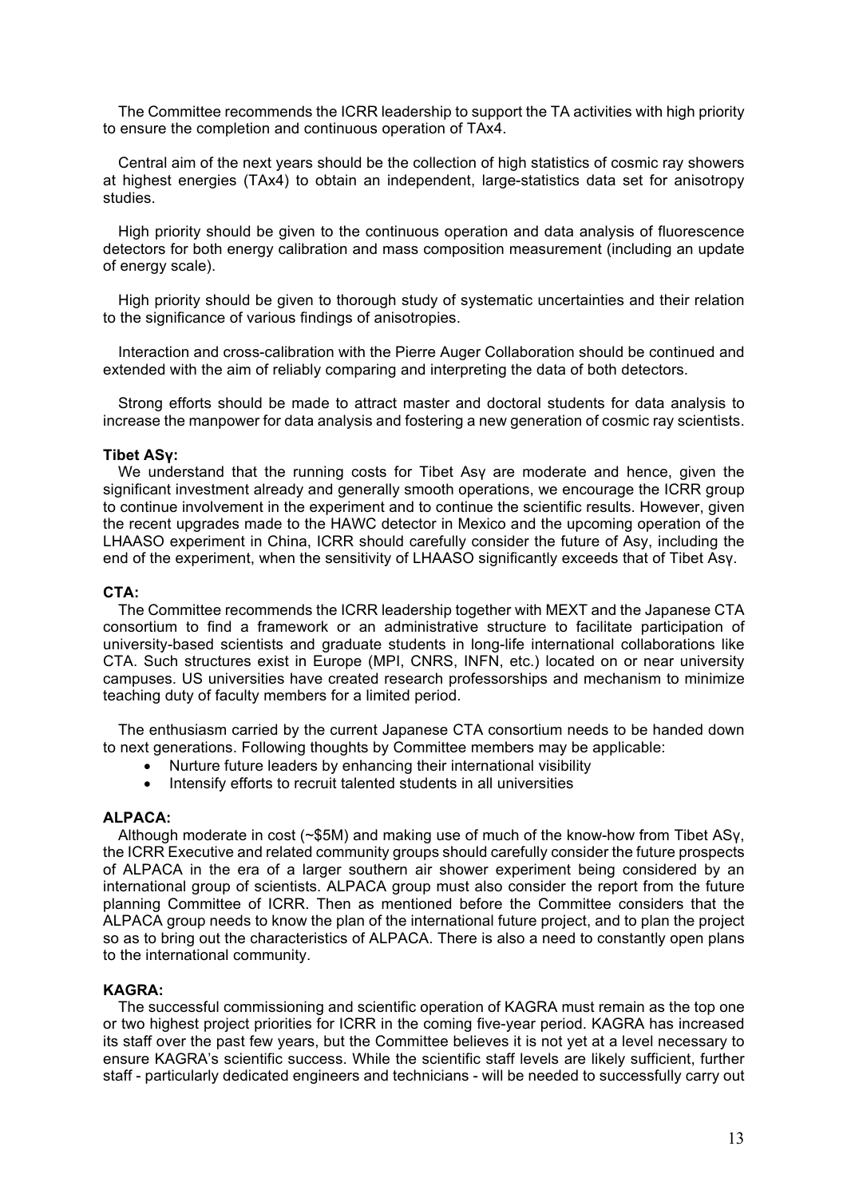The Committee recommends the ICRR leadership to support the TA activities with high priority to ensure the completion and continuous operation of TAx4.

Central aim of the next years should be the collection of high statistics of cosmic ray showers at highest energies (TAx4) to obtain an independent, large-statistics data set for anisotropy studies.

High priority should be given to the continuous operation and data analysis of fluorescence detectors for both energy calibration and mass composition measurement (including an update of energy scale).

High priority should be given to thorough study of systematic uncertainties and their relation to the significance of various findings of anisotropies.

Interaction and cross-calibration with the Pierre Auger Collaboration should be continued and extended with the aim of reliably comparing and interpreting the data of both detectors.

Strong efforts should be made to attract master and doctoral students for data analysis to increase the manpower for data analysis and fostering a new generation of cosmic ray scientists.

**Tibet ASγ:**

We understand that the running costs for Tibet Asγ are moderate and hence, given the significant investment already and generally smooth operations, we encourage the ICRR group to continue involvement in the experiment and to continue the scientific results. However, given the recent upgrades made to the HAWC detector in Mexico and the upcoming operation of the LHAASO experiment in China, ICRR should carefully consider the future of Asγ, including the end of the experiment, when the sensitivity of LHAASO significantly exceeds that of Tibet Asγ.

**CTA:**

The Committee recommends the ICRR leadership together with MEXT and the Japanese CTA consortium to find a framework or an administrative structure to facilitate participation of university-based scientists and graduate students in long-life international collaborations like CTA. Such structures exist in Europe (MPI, CNRS, INFN, etc.) located on or near university campuses. US universities have created research professorships and mechanism to minimize teaching duty of faculty members for a limited period.

The enthusiasm carried by the current Japanese CTA consortium needs to be handed down to next generations. Following thoughts by Committee members may be applicable:

- Nurture future leaders by enhancing their international visibility
- Intensify efforts to recruit talented students in all universities

**ALPACA:**

Although moderate in cost (~$5M) and making use of much of the know-how from Tibet ASγ, the ICRR Executive and related community groups should carefully consider the future prospects of ALPACA in the era of a larger southern air shower experiment being considered by an international group of scientists. ALPACA group must also consider the report from the future planning Committee of ICRR. Then as mentioned before the Committee considers that the ALPACA group needs to know the plan of the international future project, and to plan the project so as to bring out the characteristics of ALPACA. There is also a need to constantly open plans to the international community.

**KAGRA:**

The successful commissioning and scientific operation of KAGRA must remain as the top one or two highest project priorities for ICRR in the coming five-year period. KAGRA has increased its staff over the past few years, but the Committee believes it is not yet at a level necessary to ensure KAGRA's scientific success. While the scientific staff levels are likely sufficient, further staff - particularly dedicated engineers and technicians - will be needed to successfully carry out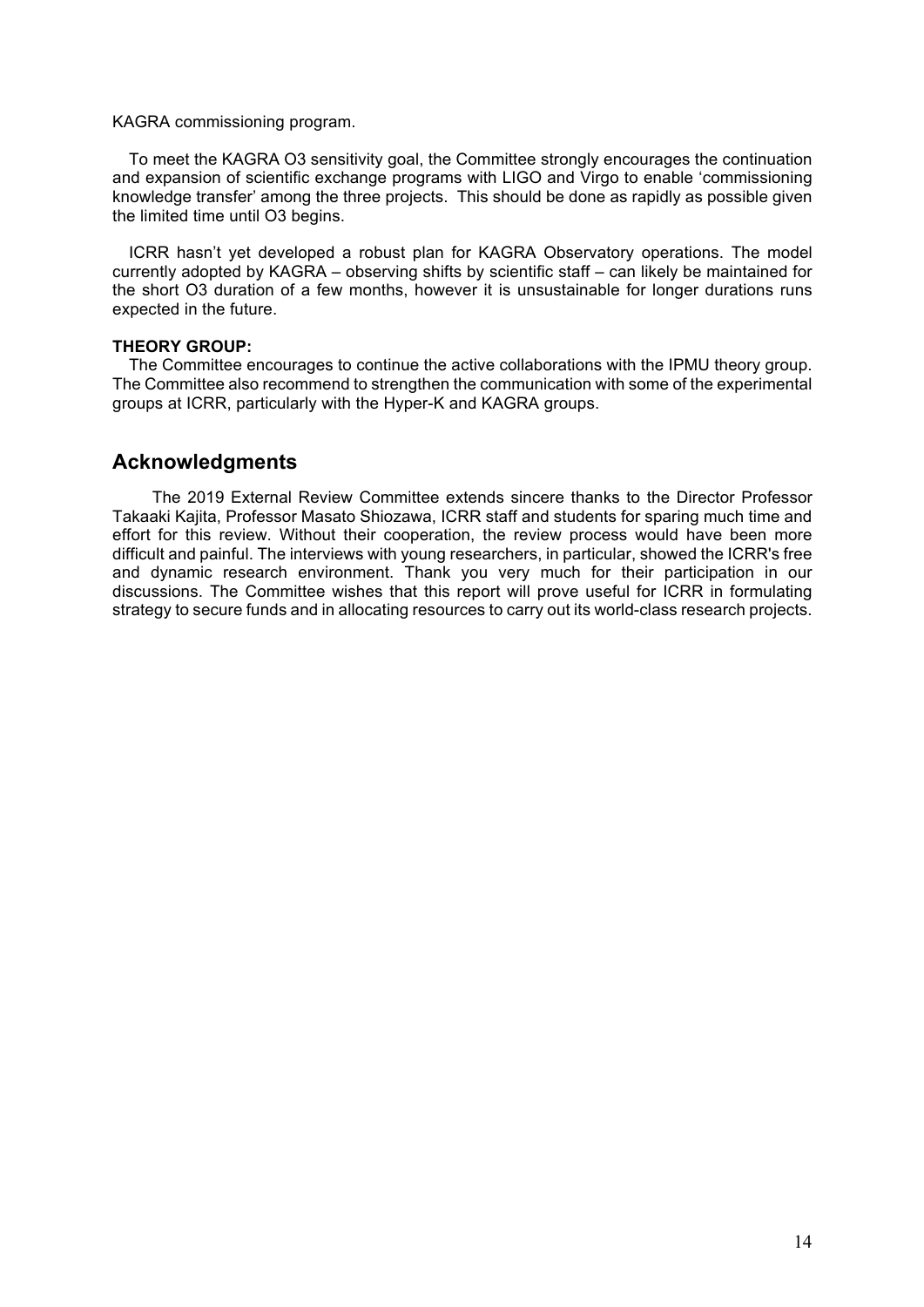KAGRA commissioning program.

To meet the KAGRA O3 sensitivity goal, the Committee strongly encourages the continuation and expansion of scientific exchange programs with LIGO and Virgo to enable 'commissioning knowledge transfer' among the three projects. This should be done as rapidly as possible given the limited time until O3 begins.

ICRR hasn't yet developed a robust plan for KAGRA Observatory operations. The model currently adopted by KAGRA – observing shifts by scientific staff – can likely be maintained for the short O3 duration of a few months, however it is unsustainable for longer durations runs expected in the future.

**THEORY GROUP:**

The Committee encourages to continue the active collaborations with the IPMU theory group. The Committee also recommend to strengthen the communication with some of the experimental groups at ICRR, particularly with the Hyper-K and KAGRA groups.

## Acknowledgments

The 2019 External Review Committee extends sincere thanks to the Director Professor Takaaki Kajita, Professor Masato Shiozawa, ICRR staff and students for sparing much time and effort for this review. Without their cooperation, the review process would have been more difficult and painful. The interviews with young researchers, in particular, showed the ICRR's free and dynamic research environment. Thank you very much for their participation in our discussions. The Committee wishes that this report will prove useful for ICRR in formulating strategy to secure funds and in allocating resources to carry out its world-class research projects.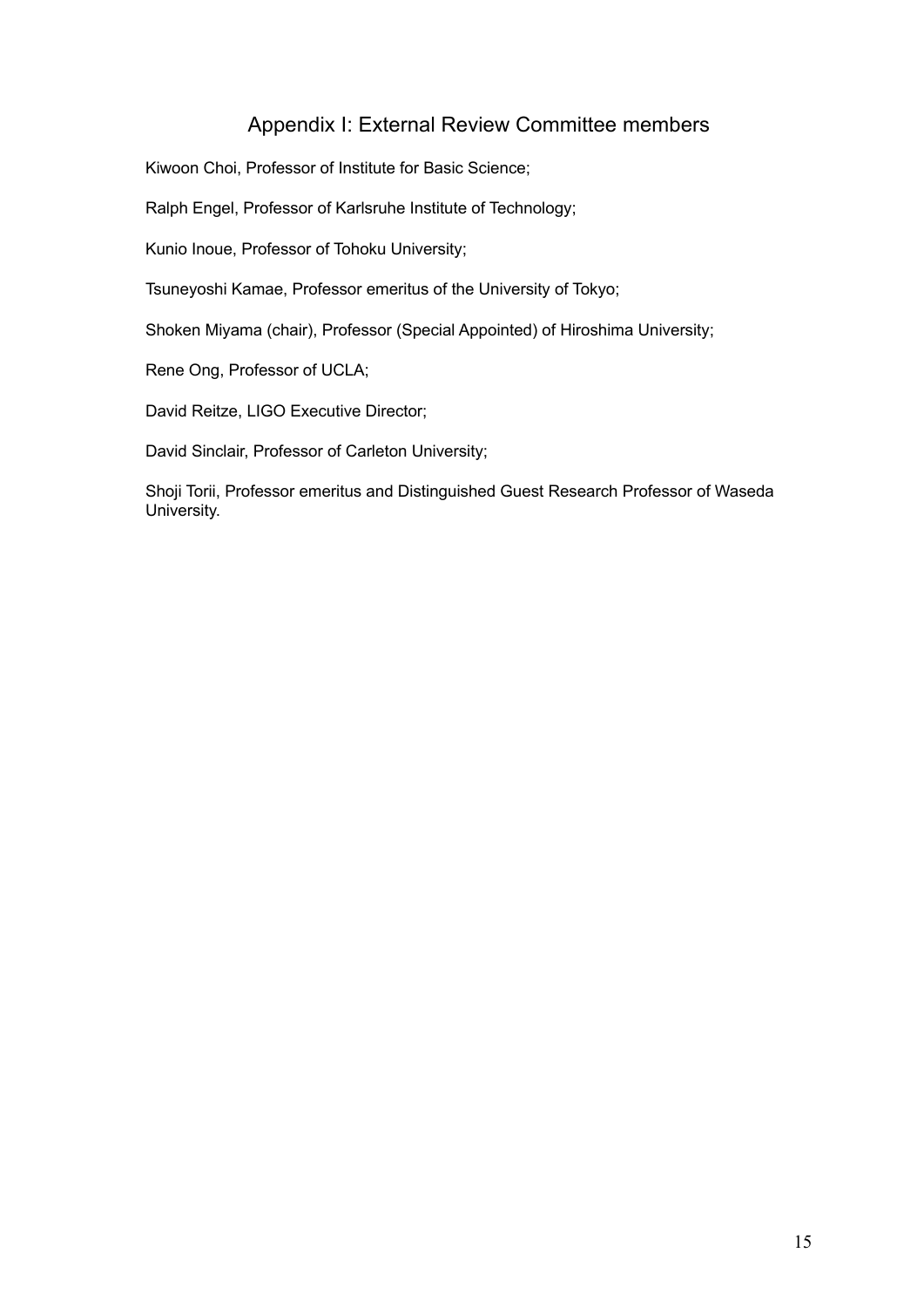## Appendix I: External Review Committee members

Kiwoon Choi, Professor of Institute for Basic Science;

Ralph Engel, Professor of Karlsruhe Institute of Technology;

Kunio Inoue, Professor of Tohoku University;

Tsuneyoshi Kamae, Professor emeritus of the University of Tokyo;

Shoken Miyama (chair), Professor (Special Appointed) of Hiroshima University;

Rene Ong, Professor of UCLA;

David Reitze, LIGO Executive Director;

David Sinclair, Professor of Carleton University;

Shoji Torii, Professor emeritus and Distinguished Guest Research Professor of Waseda University.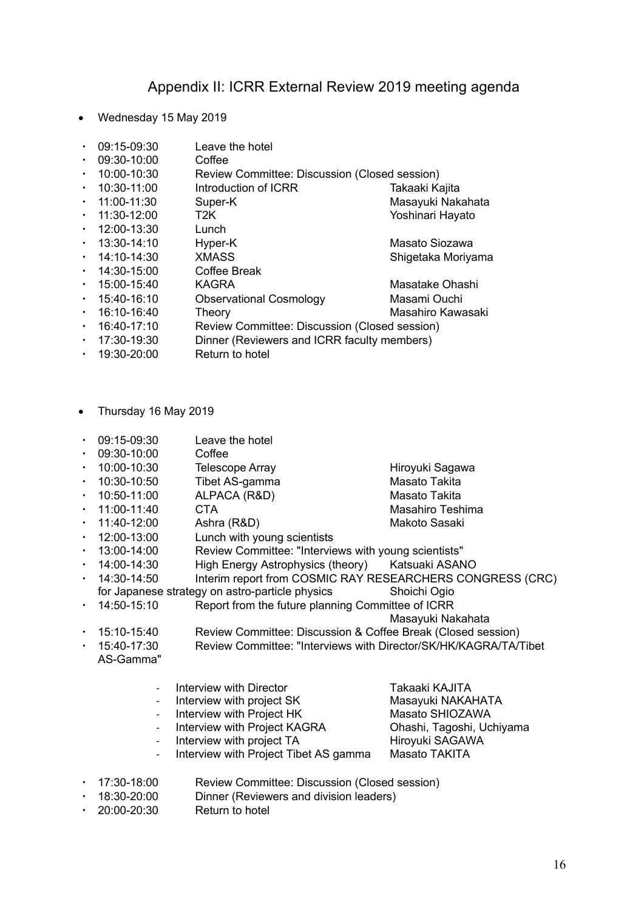# Appendix II: ICRR External Review 2019 meeting agenda

- Wednesday 15 May 2019

- 09:15-09:30 Leave the hotel
- 09:30-10:00 Coffee
- 10:00-10:30 Review Committee: Discussion (Closed session)
- 10:30-11:00 Introduction of ICRR — Takaaki Kajita
- 11:00-11:30 Super-K — Masayuki Nakahata
- 11:30-12:00 T2K — Yoshinari Hayato
- 12:00-13:30 Lunch
- 13:30-14:10 Hyper-K — Masato Siozawa
- 14:10-14:30 XMASS — Shigetaka Moriyama
- 14:30-15:00 Coffee Break
- 15:00-15:40 KAGRA — Masatake Ohashi
- 15:40-16:10 Observational Cosmology — Masami Ouchi
- 16:10-16:40 Theory — Masahiro Kawasaki
- 16:40-17:10 Review Committee: Discussion (Closed session)
- 17:30-19:30 Dinner (Reviewers and ICRR faculty members)
- 19:30-20:00 Return to hotel

- Thursday 16 May 2019

- 09:15-09:30 Leave the hotel
- 09:30-10:00 Coffee
- 10:00-10:30 Telescope Array — Hiroyuki Sagawa
- 10:30-10:50 Tibet AS-gamma — Masato Takita
- 10:50-11:00 ALPACA (R&D) — Masato Takita
- 11:00-11:40 CTA — Masahiro Teshima
- 11:40-12:00 Ashra (R&D) — Makoto Sasaki
- 12:00-13:00 Lunch with young scientists
- 13:00-14:00 Review Committee: "Interviews with young scientists"
- 14:00-14:30 High Energy Astrophysics (theory) — Katsuaki ASANO
- 14:30-14:50 Interim report from COSMIC RAY RESEARCHERS CONGRESS (CRC) for Japanese strategy on astro-particle physics — Shoichi Ogio
- 14:50-15:10 Report from the future planning Committee of ICRR — Masayuki Nakahata
- 15:10-15:40 Review Committee: Discussion & Coffee Break (Closed session)
- 15:40-17:30 Review Committee: "Interviews with Director/SK/HK/KAGRA/TA/Tibet AS-Gamma"

  - Interview with Director — Takaaki KAJITA
  - Interview with project SK — Masayuki NAKAHATA
  - Interview with Project HK — Masato SHIOZAWA
  - Interview with Project KAGRA — Ohashi, Tagoshi, Uchiyama
  - Interview with project TA — Hiroyuki SAGAWA
  - Interview with Project Tibet AS gamma — Masato TAKITA

- 17:30-18:00 Review Committee: Discussion (Closed session)
- 18:30-20:00 Dinner (Reviewers and division leaders)
- 20:00-20:30 Return to hotel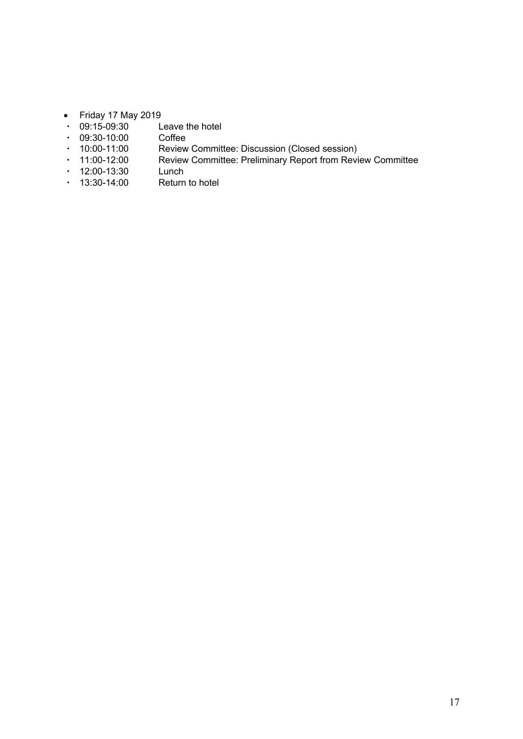- Friday 17 May 2019
  - 09:15-09:30 Leave the hotel
  - 09:30-10:00 Coffee
  - 10:00-11:00 Review Committee: Discussion (Closed session)
  - 11:00-12:00 Review Committee: Preliminary Report from Review Committee
  - 12:00-13:30 Lunch
  - 13:30-14:00 Return to hotel